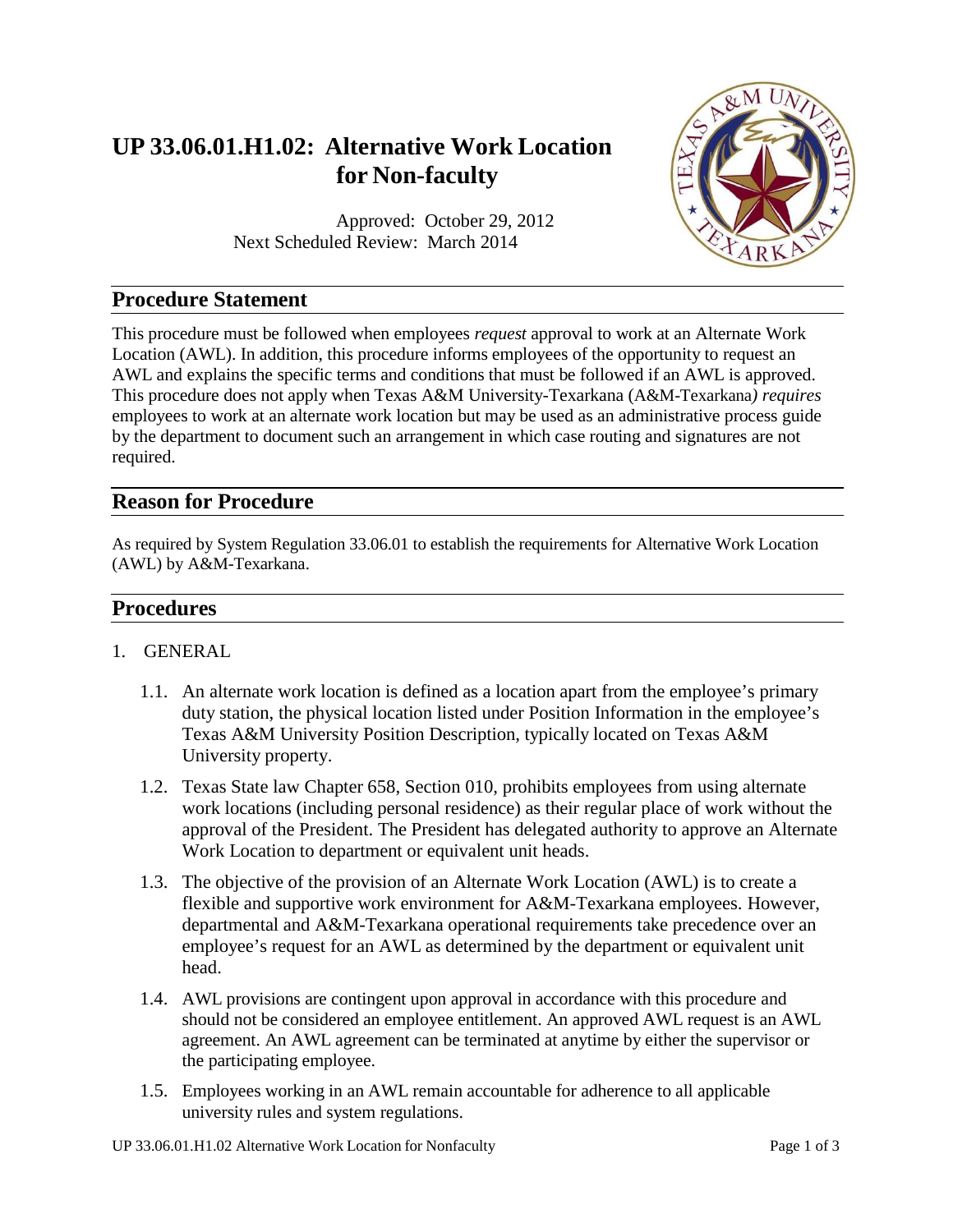# UP 33.06.01.H1.02: Alternative Work Location for Non-faculty

Approved: October 29, 2012
Next Scheduled Review: March 2014

## Procedure Statement

This procedure must be followed when employees *request* approval to work at an Alternate Work Location (AWL). In addition, this procedure informs employees of the opportunity to request an AWL and explains the specific terms and conditions that must be followed if an AWL is approved. This procedure does not apply when Texas A&M University-Texarkana (A&M-Texarkana*) requires* employees to work at an alternate work location but may be used as an administrative process guide by the department to document such an arrangement in which case routing and signatures are not required.

## Reason for Procedure

As required by System Regulation 33.06.01 to establish the requirements for Alternative Work Location (AWL) by A&M-Texarkana.

## Procedures

1. GENERAL

   1.1. An alternate work location is defined as a location apart from the employee's primary duty station, the physical location listed under Position Information in the employee's Texas A&M University Position Description, typically located on Texas A&M University property.

   1.2. Texas State law Chapter 658, Section 010, prohibits employees from using alternate work locations (including personal residence) as their regular place of work without the approval of the President. The President has delegated authority to approve an Alternate Work Location to department or equivalent unit heads.

   1.3. The objective of the provision of an Alternate Work Location (AWL) is to create a flexible and supportive work environment for A&M-Texarkana employees. However, departmental and A&M-Texarkana operational requirements take precedence over an employee's request for an AWL as determined by the department or equivalent unit head.

   1.4. AWL provisions are contingent upon approval in accordance with this procedure and should not be considered an employee entitlement. An approved AWL request is an AWL agreement. An AWL agreement can be terminated at anytime by either the supervisor or the participating employee.

   1.5. Employees working in an AWL remain accountable for adherence to all applicable university rules and system regulations.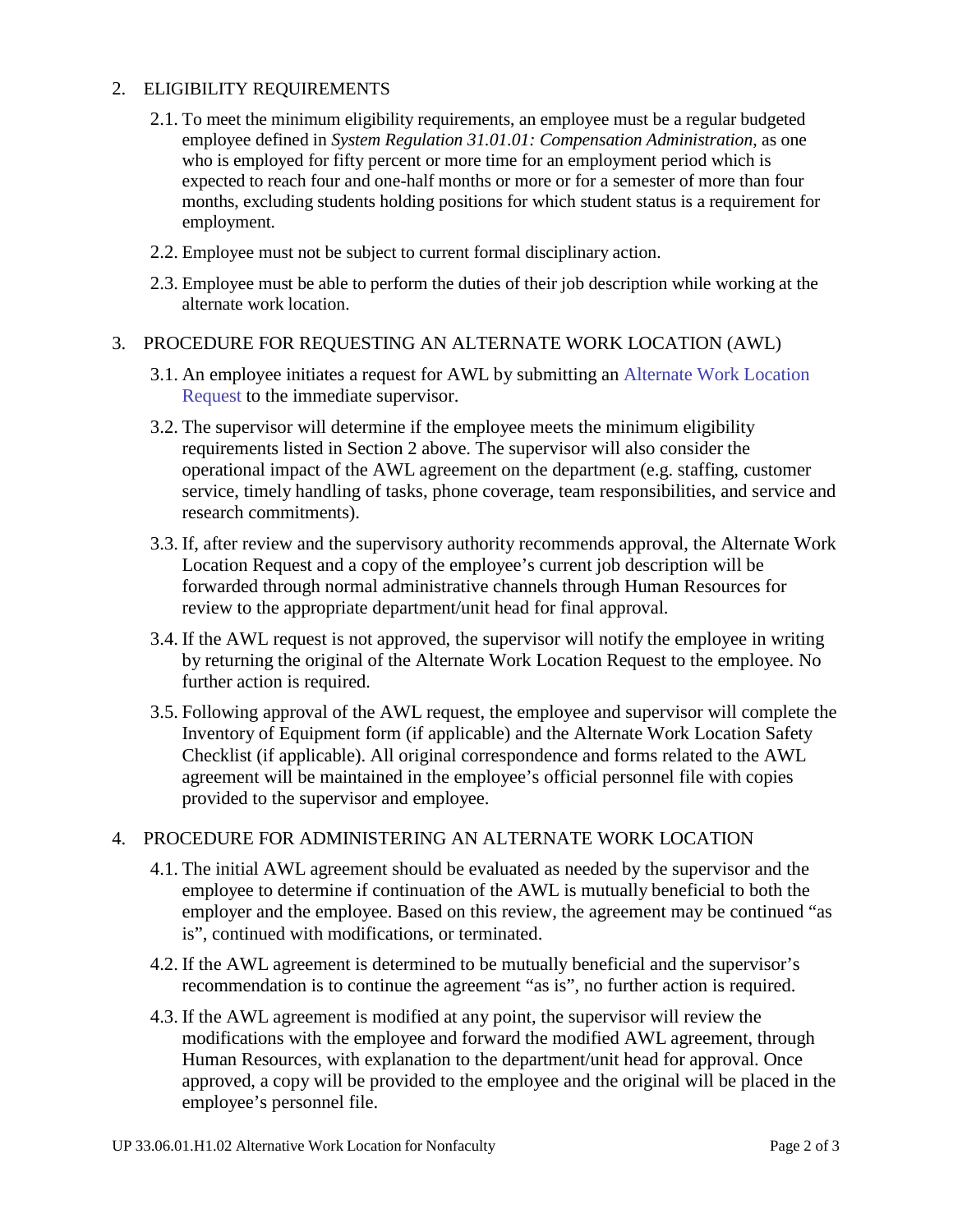## 2. ELIGIBILITY REQUIREMENTS

2.1. To meet the minimum eligibility requirements, an employee must be a regular budgeted employee defined in *System Regulation 31.01.01: Compensation Administration*, as one who is employed for fifty percent or more time for an employment period which is expected to reach four and one-half months or more or for a semester of more than four months, excluding students holding positions for which student status is a requirement for employment.

2.2. Employee must not be subject to current formal disciplinary action.

2.3. Employee must be able to perform the duties of their job description while working at the alternate work location.

## 3. PROCEDURE FOR REQUESTING AN ALTERNATE WORK LOCATION (AWL)

3.1. An employee initiates a request for AWL by submitting an Alternate Work Location Request to the immediate supervisor.

3.2. The supervisor will determine if the employee meets the minimum eligibility requirements listed in Section 2 above. The supervisor will also consider the operational impact of the AWL agreement on the department (e.g. staffing, customer service, timely handling of tasks, phone coverage, team responsibilities, and service and research commitments).

3.3. If, after review and the supervisory authority recommends approval, the Alternate Work Location Request and a copy of the employee's current job description will be forwarded through normal administrative channels through Human Resources for review to the appropriate department/unit head for final approval.

3.4. If the AWL request is not approved, the supervisor will notify the employee in writing by returning the original of the Alternate Work Location Request to the employee. No further action is required.

3.5. Following approval of the AWL request, the employee and supervisor will complete the Inventory of Equipment form (if applicable) and the Alternate Work Location Safety Checklist (if applicable). All original correspondence and forms related to the AWL agreement will be maintained in the employee's official personnel file with copies provided to the supervisor and employee.

## 4. PROCEDURE FOR ADMINISTERING AN ALTERNATE WORK LOCATION

4.1. The initial AWL agreement should be evaluated as needed by the supervisor and the employee to determine if continuation of the AWL is mutually beneficial to both the employer and the employee. Based on this review, the agreement may be continued "as is", continued with modifications, or terminated.

4.2. If the AWL agreement is determined to be mutually beneficial and the supervisor's recommendation is to continue the agreement "as is", no further action is required.

4.3. If the AWL agreement is modified at any point, the supervisor will review the modifications with the employee and forward the modified AWL agreement, through Human Resources, with explanation to the department/unit head for approval. Once approved, a copy will be provided to the employee and the original will be placed in the employee's personnel file.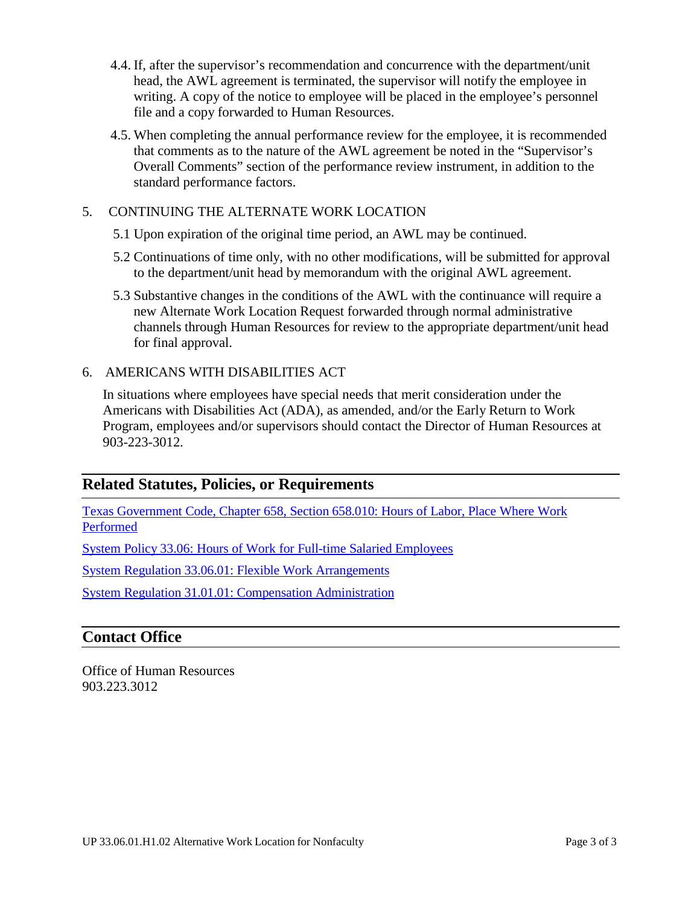4.4. If, after the supervisor's recommendation and concurrence with the department/unit head, the AWL agreement is terminated, the supervisor will notify the employee in writing. A copy of the notice to employee will be placed in the employee's personnel file and a copy forwarded to Human Resources.

4.5. When completing the annual performance review for the employee, it is recommended that comments as to the nature of the AWL agreement be noted in the "Supervisor's Overall Comments" section of the performance review instrument, in addition to the standard performance factors.

5. CONTINUING THE ALTERNATE WORK LOCATION

5.1 Upon expiration of the original time period, an AWL may be continued.

5.2 Continuations of time only, with no other modifications, will be submitted for approval to the department/unit head by memorandum with the original AWL agreement.

5.3 Substantive changes in the conditions of the AWL with the continuance will require a new Alternate Work Location Request forwarded through normal administrative channels through Human Resources for review to the appropriate department/unit head for final approval.

6. AMERICANS WITH DISABILITIES ACT

In situations where employees have special needs that merit consideration under the Americans with Disabilities Act (ADA), as amended, and/or the Early Return to Work Program, employees and/or supervisors should contact the Director of Human Resources at 903-223-3012.

## Related Statutes, Policies, or Requirements

Texas Government Code, Chapter 658, Section 658.010: Hours of Labor, Place Where Work Performed

System Policy 33.06: Hours of Work for Full-time Salaried Employees

System Regulation 33.06.01: Flexible Work Arrangements

System Regulation 31.01.01: Compensation Administration

## Contact Office

Office of Human Resources
903.223.3012